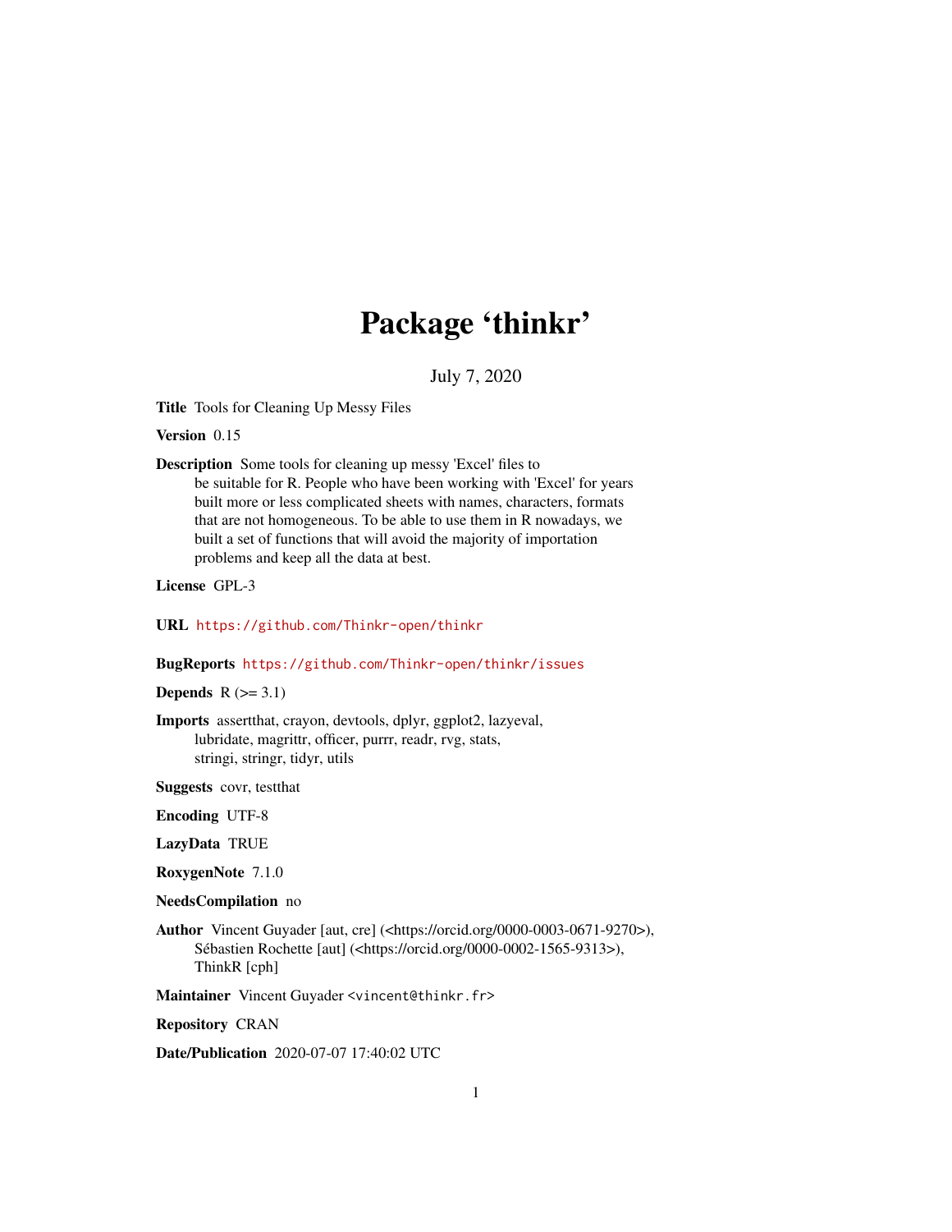# Package 'thinkr'

July 7, 2020

**Title** Tools for Cleaning Up Messy Files

**Version** 0.15

**Description** Some tools for cleaning up messy 'Excel' files to be suitable for R. People who have been working with 'Excel' for years built more or less complicated sheets with names, characters, formats that are not homogeneous. To be able to use them in R nowadays, we built a set of functions that will avoid the majority of importation problems and keep all the data at best.

**License** GPL-3

**URL** https://github.com/Thinkr-open/thinkr

**BugReports** https://github.com/Thinkr-open/thinkr/issues

**Depends** R (>= 3.1)

**Imports** assertthat, crayon, devtools, dplyr, ggplot2, lazyeval, lubridate, magrittr, officer, purrr, readr, rvg, stats, stringi, stringr, tidyr, utils

**Suggests** covr, testthat

**Encoding** UTF-8

**LazyData** TRUE

**RoxygenNote** 7.1.0

**NeedsCompilation** no

**Author** Vincent Guyader [aut, cre] (<https://orcid.org/0000-0003-0671-9270>), Sébastien Rochette [aut] (<https://orcid.org/0000-0002-1565-9313>), ThinkR [cph]

**Maintainer** Vincent Guyader <vincent@thinkr.fr>

**Repository** CRAN

**Date/Publication** 2020-07-07 17:40:02 UTC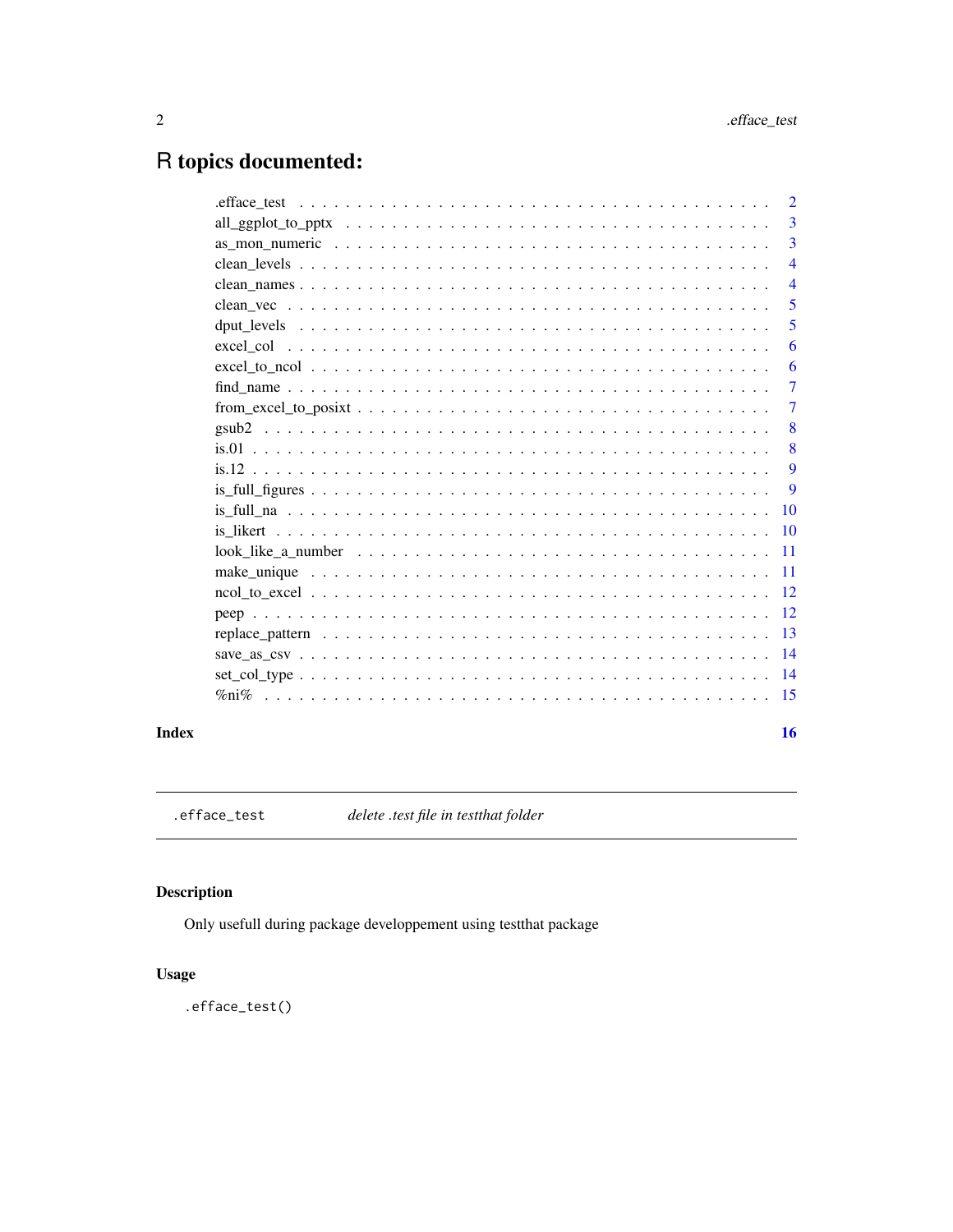# R topics documented:

| | |
|---|---|
| .efface_test | 2 |
| all_ggplot_to_pptx | 3 |
| as_mon_numeric | 3 |
| clean_levels | 4 |
| clean_names | 4 |
| clean_vec | 5 |
| dput_levels | 5 |
| excel_col | 6 |
| excel_to_ncol | 6 |
| find_name | 7 |
| from_excel_to_posixt | 7 |
| gsub2 | 8 |
| is.01 | 8 |
| is.12 | 9 |
| is_full_figures | 9 |
| is_full_na | 10 |
| is_likert | 10 |
| look_like_a_number | 11 |
| make_unique | 11 |
| ncol_to_excel | 12 |
| peep | 12 |
| replace_pattern | 13 |
| save_as_csv | 14 |
| set_col_type | 14 |
| %ni% | 15 |

**Index** **16**

---

`.efface_test` *delete .test file in testthat folder*

---

## Description

Only usefull during package developpement using testthat package

## Usage

```
.efface_test()
```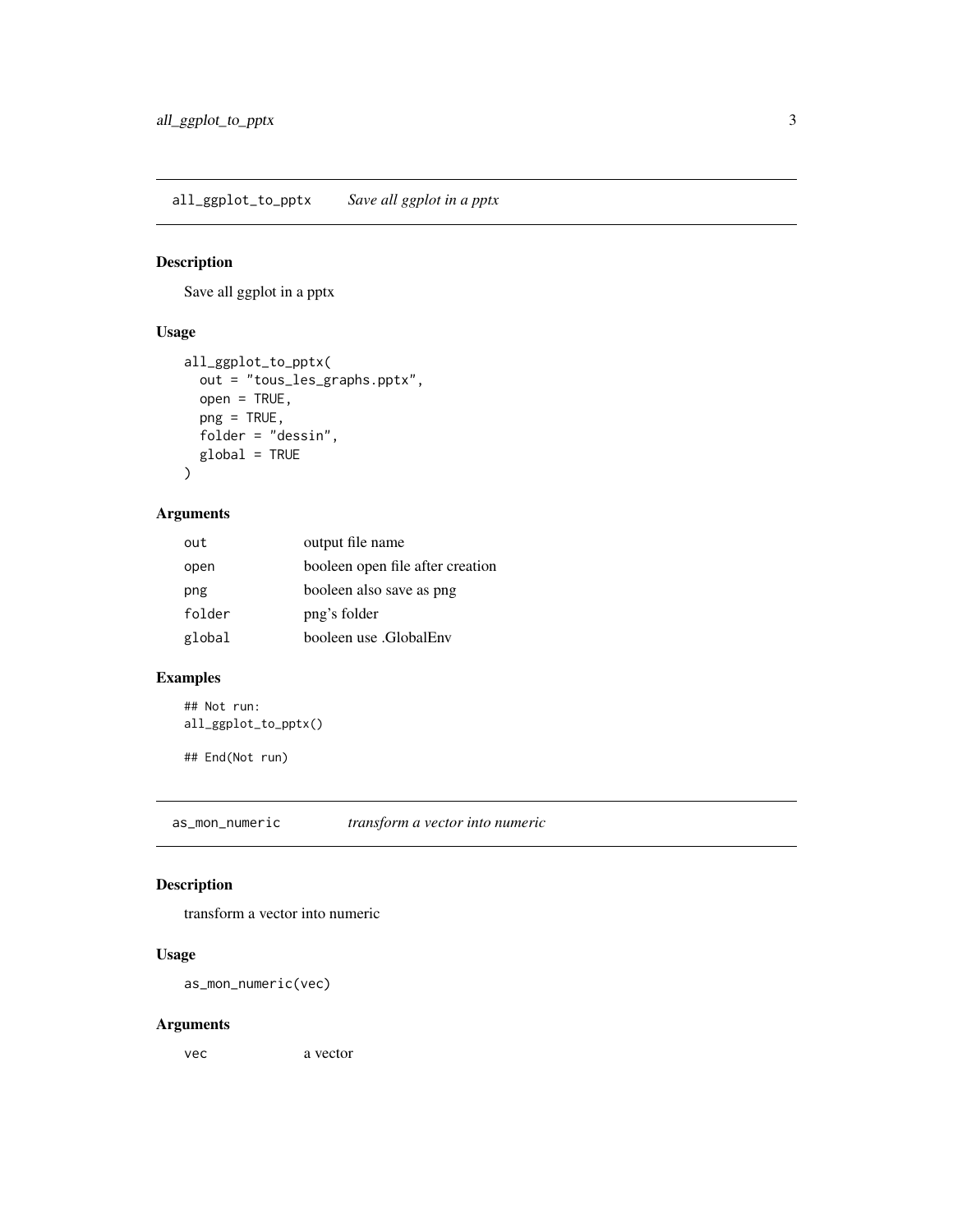## all_ggplot_to_pptx — *Save all ggplot in a pptx*

### Description

Save all ggplot in a pptx

### Usage

```
all_ggplot_to_pptx(
  out = "tous_les_graphs.pptx",
  open = TRUE,
  png = TRUE,
  folder = "dessin",
  global = TRUE
)
```

### Arguments

| | |
|---|---|
| out | output file name |
| open | booleen open file after creation |
| png | booleen also save as png |
| folder | png's folder |
| global | booleen use .GlobalEnv |

### Examples

```
## Not run:
all_ggplot_to_pptx()

## End(Not run)
```

## as_mon_numeric — *transform a vector into numeric*

### Description

transform a vector into numeric

### Usage

```
as_mon_numeric(vec)
```

### Arguments

| | |
|---|---|
| vec | a vector |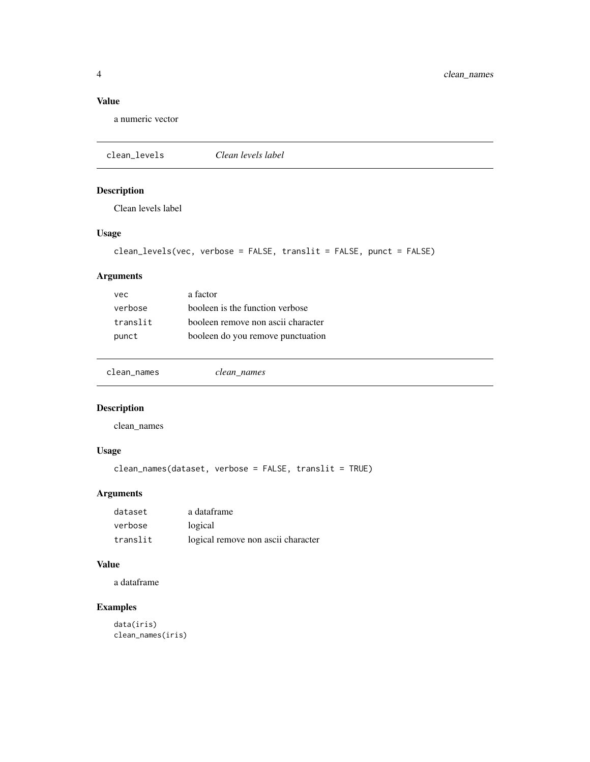### Value

a numeric vector

---

## clean_levels — *Clean levels label*

### Description

Clean levels label

### Usage

```
clean_levels(vec, verbose = FALSE, translit = FALSE, punct = FALSE)
```

### Arguments

| | |
|---|---|
| `vec` | a factor |
| `verbose` | booleen is the function verbose |
| `translit` | booleen remove non ascii character |
| `punct` | booleen do you remove punctuation |

---

## clean_names — *clean_names*

### Description

clean_names

### Usage

```
clean_names(dataset, verbose = FALSE, translit = TRUE)
```

### Arguments

| | |
|---|---|
| `dataset` | a dataframe |
| `verbose` | logical |
| `translit` | logical remove non ascii character |

### Value

a dataframe

### Examples

```
data(iris)
clean_names(iris)
```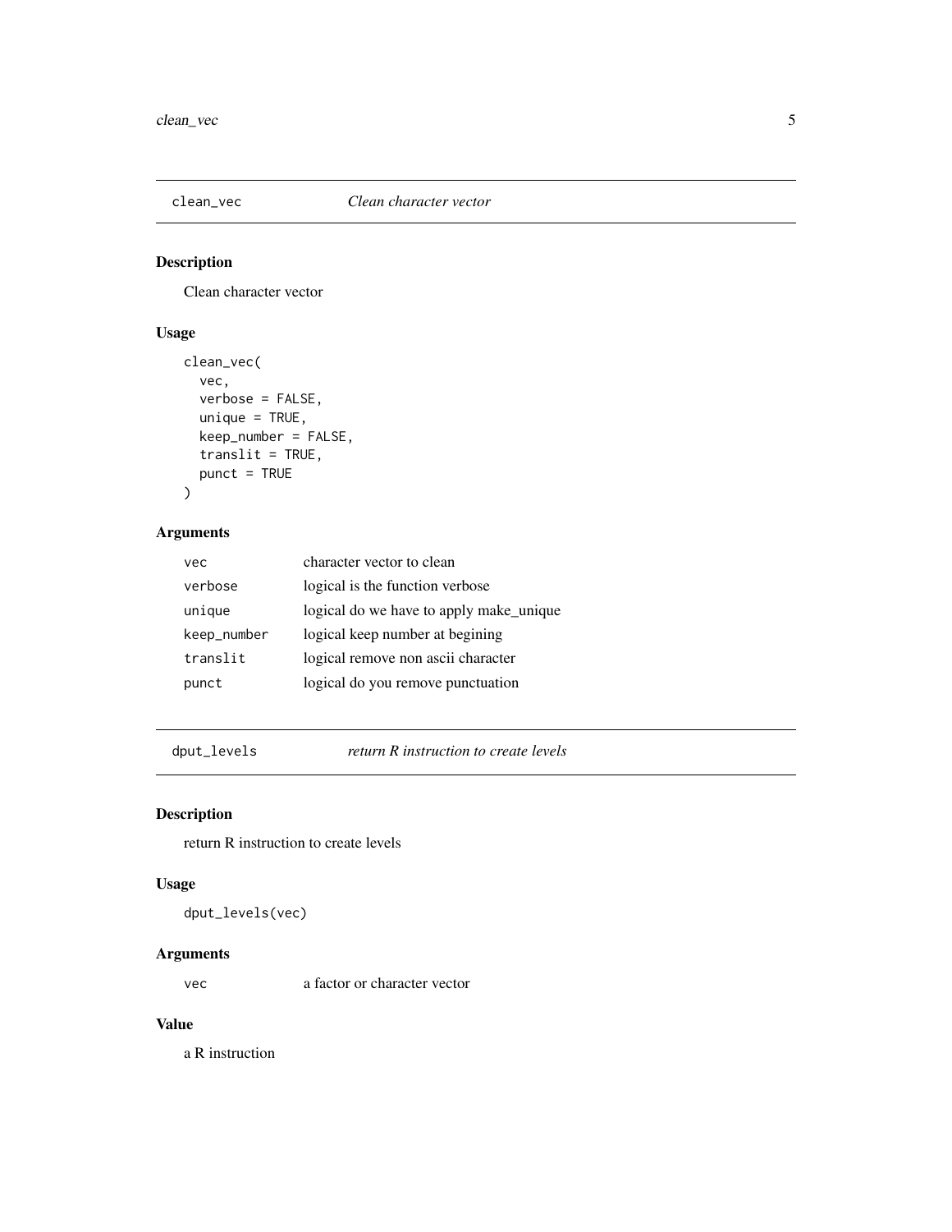## clean_vec — *Clean character vector*

### Description

Clean character vector

### Usage

```
clean_vec(
  vec,
  verbose = FALSE,
  unique = TRUE,
  keep_number = FALSE,
  translit = TRUE,
  punct = TRUE
)
```

### Arguments

| | |
|---|---|
| `vec` | character vector to clean |
| `verbose` | logical is the function verbose |
| `unique` | logical do we have to apply make_unique |
| `keep_number` | logical keep number at begining |
| `translit` | logical remove non ascii character |
| `punct` | logical do you remove punctuation |

## dput_levels — *return R instruction to create levels*

### Description

return R instruction to create levels

### Usage

```
dput_levels(vec)
```

### Arguments

| | |
|---|---|
| `vec` | a factor or character vector |

### Value

a R instruction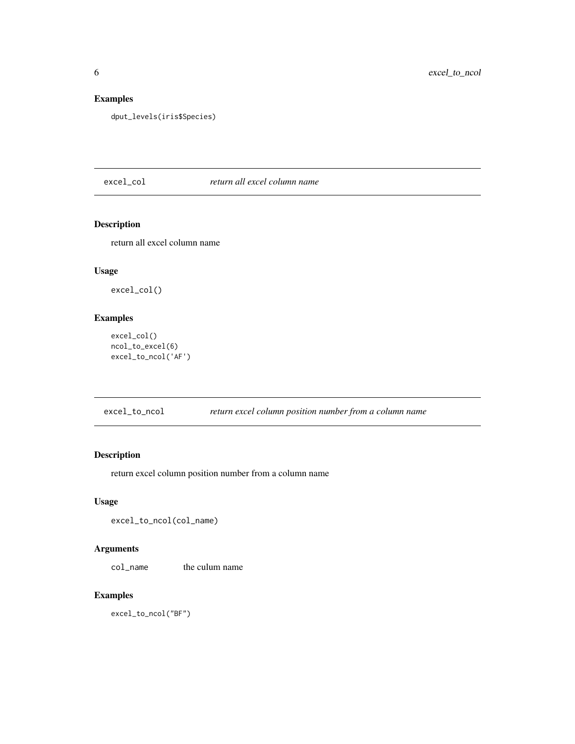### Examples

```
dput_levels(iris$Species)
```

## excel_col — *return all excel column name*

### Description

return all excel column name

### Usage

```
excel_col()
```

### Examples

```
excel_col()
ncol_to_excel(6)
excel_to_ncol('AF')
```

## excel_to_ncol — *return excel column position number from a column name*

### Description

return excel column position number from a column name

### Usage

```
excel_to_ncol(col_name)
```

### Arguments

| | |
|---|---|
| col_name | the culum name |

### Examples

```
excel_to_ncol("BF")
```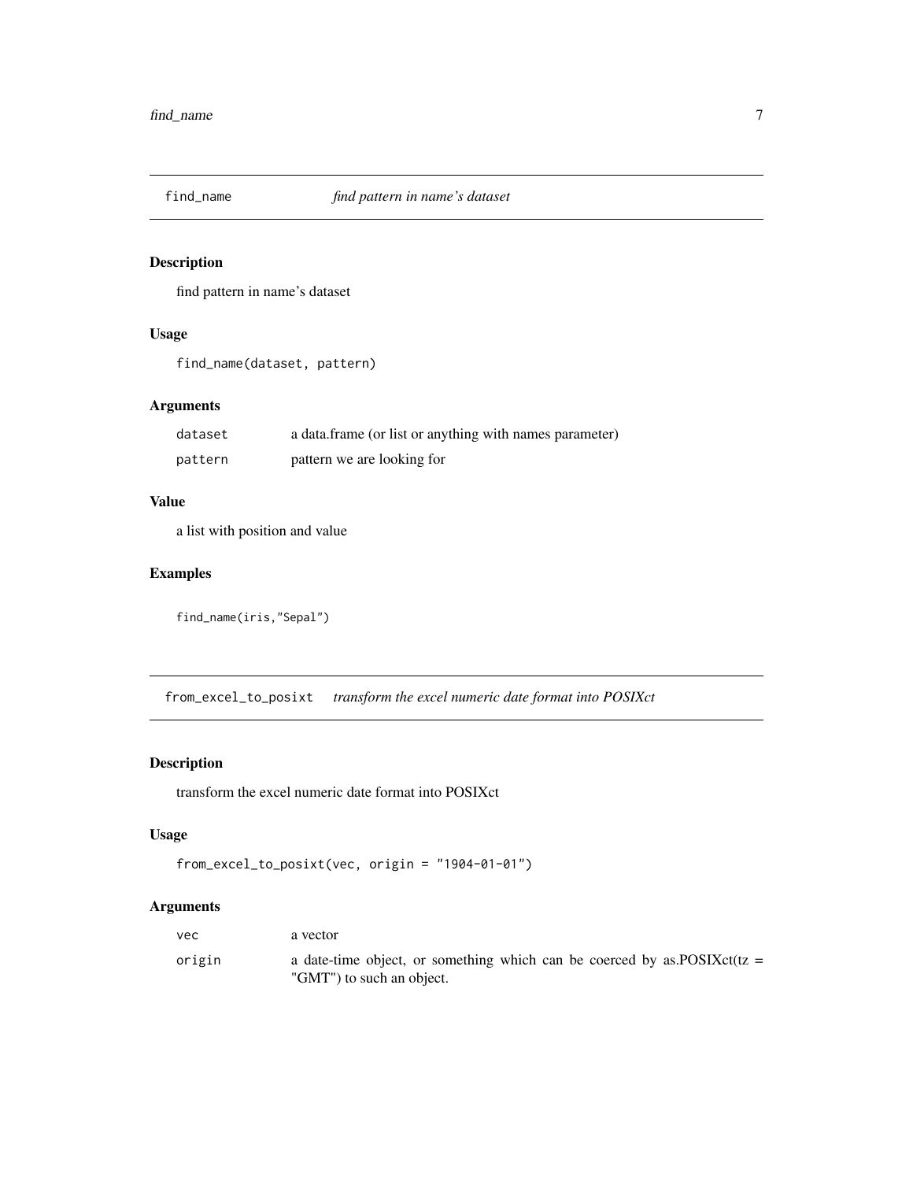## find_name — *find pattern in name's dataset*

### Description

find pattern in name's dataset

### Usage

```
find_name(dataset, pattern)
```

### Arguments

| | |
|---|---|
| dataset | a data.frame (or list or anything with names parameter) |
| pattern | pattern we are looking for |

### Value

a list with position and value

### Examples

```
find_name(iris,"Sepal")
```

## from_excel_to_posixt — *transform the excel numeric date format into POSIXct*

### Description

transform the excel numeric date format into POSIXct

### Usage

```
from_excel_to_posixt(vec, origin = "1904-01-01")
```

### Arguments

| | |
|---|---|
| vec | a vector |
| origin | a date-time object, or something which can be coerced by as.POSIXct(tz = "GMT") to such an object. |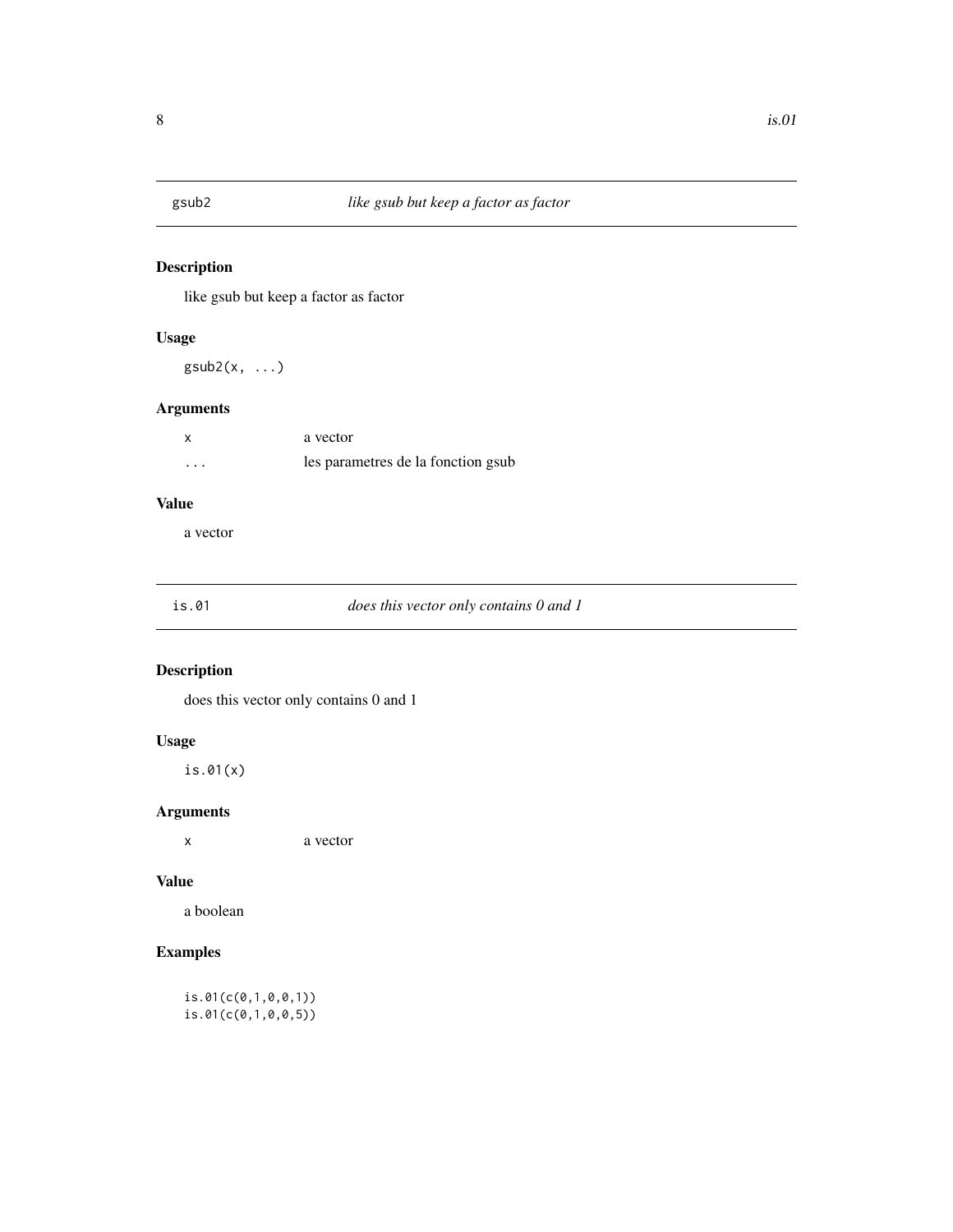## gsub2 — *like gsub but keep a factor as factor*

### Description

like gsub but keep a factor as factor

### Usage

```
gsub2(x, ...)
```

### Arguments

| | |
|---|---|
| `x` | a vector |
| `...` | les parametres de la fonction gsub |

### Value

a vector

## is.01 — *does this vector only contains 0 and 1*

### Description

does this vector only contains 0 and 1

### Usage

```
is.01(x)
```

### Arguments

| | |
|---|---|
| `x` | a vector |

### Value

a boolean

### Examples

```
is.01(c(0,1,0,0,1))
is.01(c(0,1,0,0,5))
```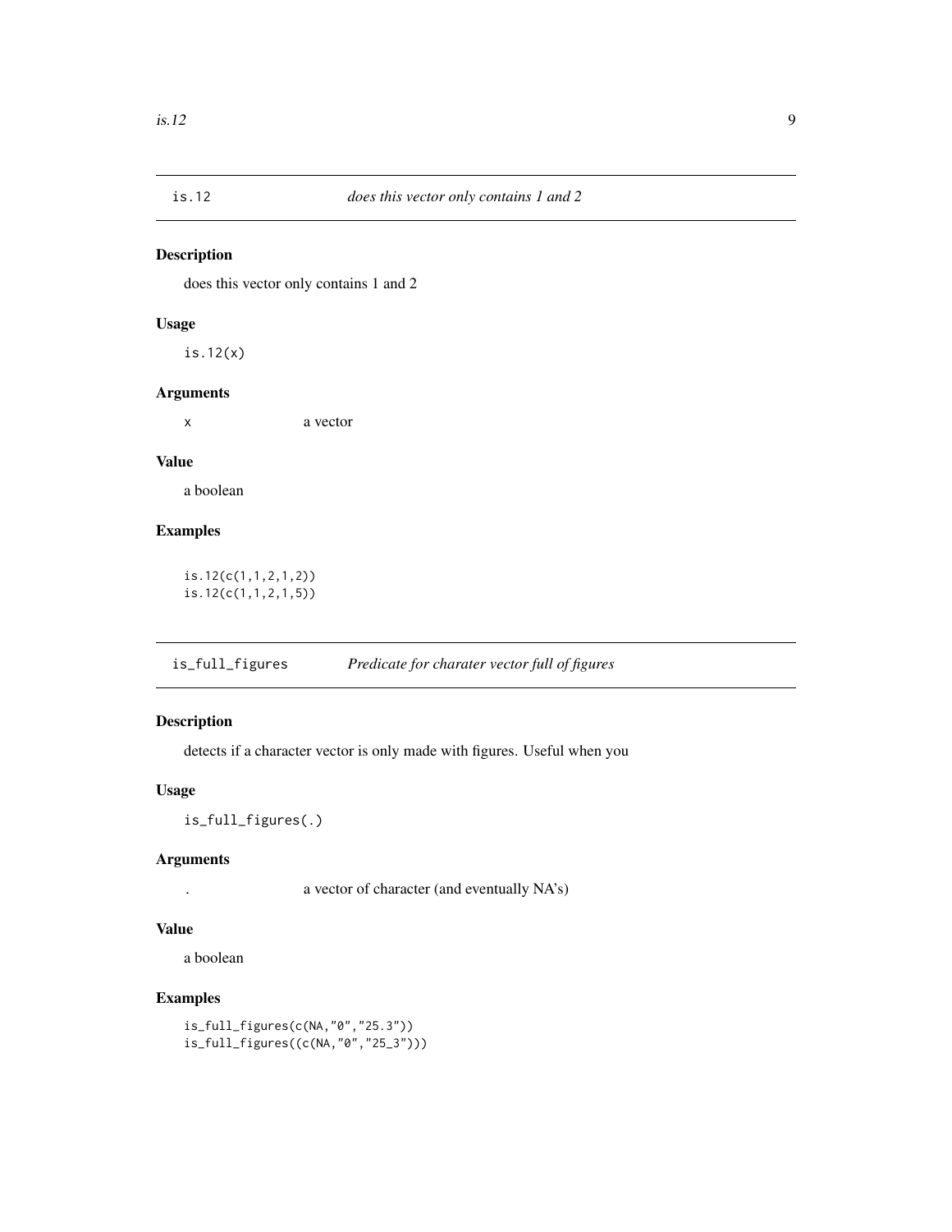## is.12 — *does this vector only contains 1 and 2*

### Description

does this vector only contains 1 and 2

### Usage

```
is.12(x)
```

### Arguments

| | |
|---|---|
| x | a vector |

### Value

a boolean

### Examples

```
is.12(c(1,1,2,1,2))
is.12(c(1,1,2,1,5))
```

## is_full_figures — *Predicate for charater vector full of figures*

### Description

detects if a character vector is only made with figures. Useful when you

### Usage

```
is_full_figures(.)
```

### Arguments

| | |
|---|---|
| . | a vector of character (and eventually NA's) |

### Value

a boolean

### Examples

```
is_full_figures(c(NA,"0","25.3"))
is_full_figures((c(NA,"0","25_3")))
```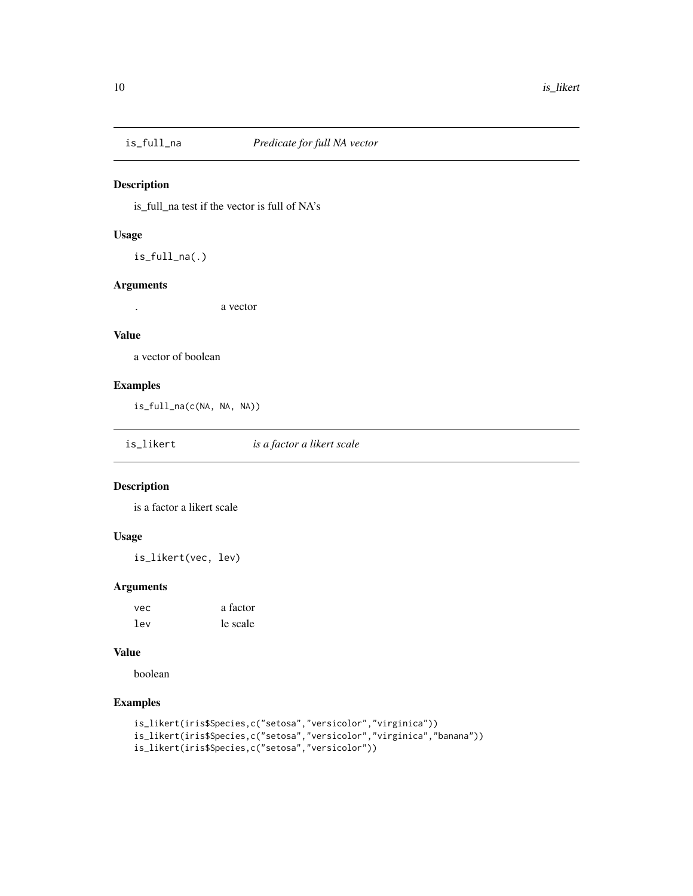## is_full_na — *Predicate for full NA vector*

### Description

is_full_na test if the vector is full of NA's

### Usage

```
is_full_na(.)
```

### Arguments

| | |
|---|---|
| . | a vector |

### Value

a vector of boolean

### Examples

```
is_full_na(c(NA, NA, NA))
```

## is_likert — *is a factor a likert scale*

### Description

is a factor a likert scale

### Usage

```
is_likert(vec, lev)
```

### Arguments

| | |
|---|---|
| vec | a factor |
| lev | le scale |

### Value

boolean

### Examples

```
is_likert(iris$Species,c("setosa","versicolor","virginica"))
is_likert(iris$Species,c("setosa","versicolor","virginica","banana"))
is_likert(iris$Species,c("setosa","versicolor"))
```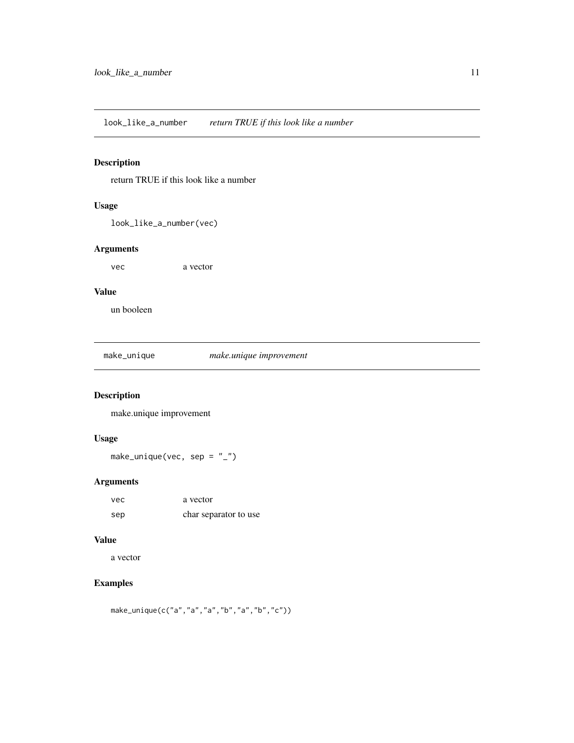## look_like_a_number — *return TRUE if this look like a number*

### Description

return TRUE if this look like a number

### Usage

```
look_like_a_number(vec)
```

### Arguments

| | |
|---|---|
| vec | a vector |

### Value

un booleen

## make_unique — *make.unique improvement*

### Description

make.unique improvement

### Usage

```
make_unique(vec, sep = "_")
```

### Arguments

| | |
|---|---|
| vec | a vector |
| sep | char separator to use |

### Value

a vector

### Examples

```
make_unique(c("a","a","a","b","a","b","c"))
```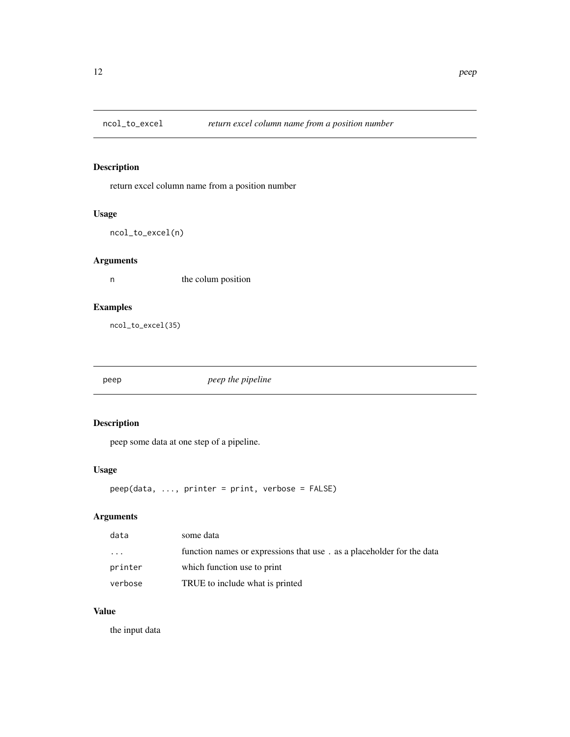## ncol_to_excel *return excel column name from a position number*

### Description

return excel column name from a position number

### Usage

```
ncol_to_excel(n)
```

### Arguments

| | |
|---|---|
| `n` | the colum position |

### Examples

```
ncol_to_excel(35)
```

## peep *peep the pipeline*

### Description

peep some data at one step of a pipeline.

### Usage

```
peep(data, ..., printer = print, verbose = FALSE)
```

### Arguments

| | |
|---|---|
| `data` | some data |
| `...` | function names or expressions that use `.` as a placeholder for the data |
| `printer` | which function use to print |
| `verbose` | TRUE to include what is printed |

### Value

the input data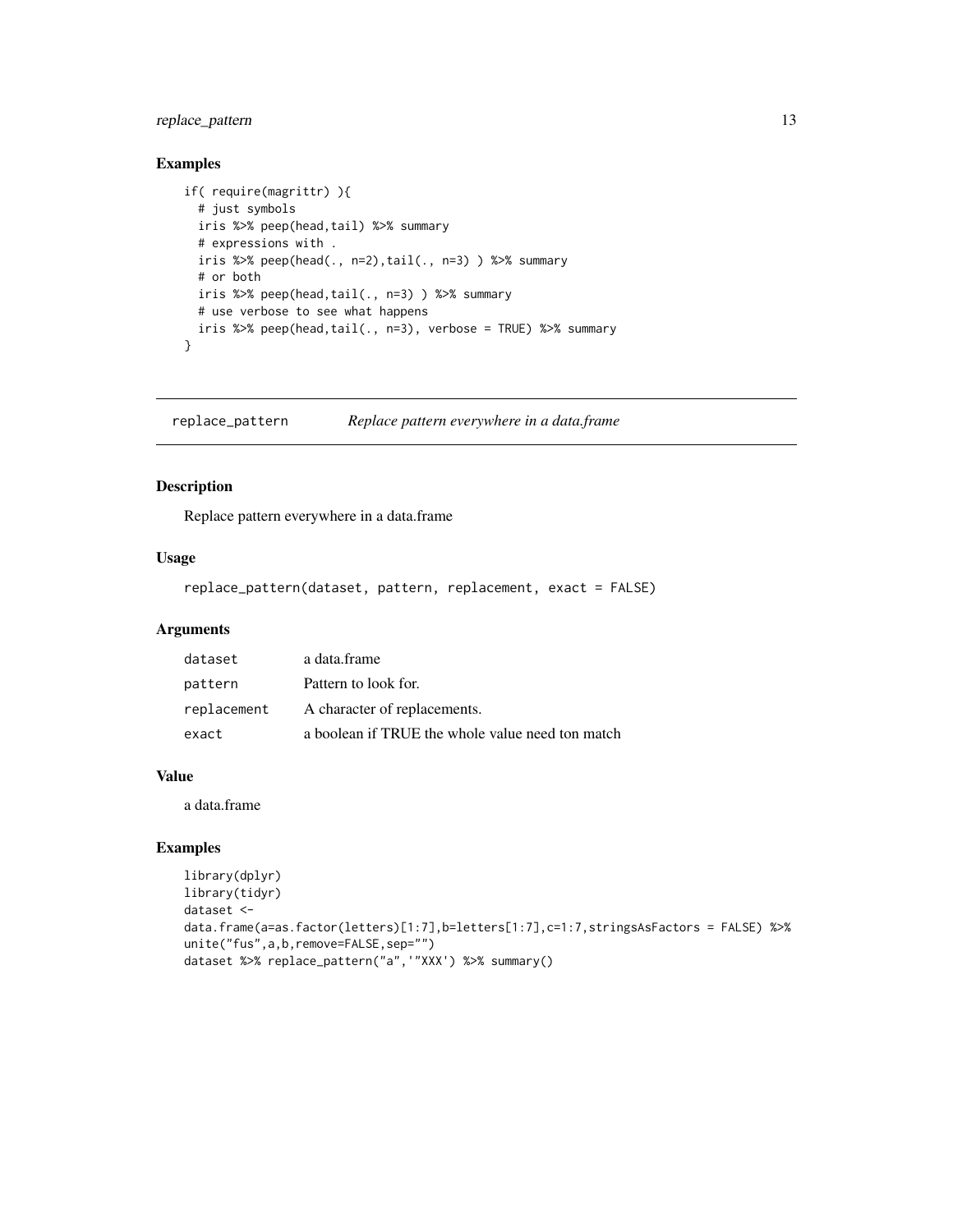## Examples

```
if( require(magrittr) ){
  # just symbols
  iris %>% peep(head,tail) %>% summary
  # expressions with .
  iris %>% peep(head(., n=2),tail(., n=3) ) %>% summary
  # or both
  iris %>% peep(head,tail(., n=3) ) %>% summary
  # use verbose to see what happens
  iris %>% peep(head,tail(., n=3), verbose = TRUE) %>% summary
}
```

---

# replace_pattern — *Replace pattern everywhere in a data.frame*

## Description

Replace pattern everywhere in a data.frame

## Usage

```
replace_pattern(dataset, pattern, replacement, exact = FALSE)
```

## Arguments

| | |
|---|---|
| dataset | a data.frame |
| pattern | Pattern to look for. |
| replacement | A character of replacements. |
| exact | a boolean if TRUE the whole value need ton match |

## Value

a data.frame

## Examples

```
library(dplyr)
library(tidyr)
dataset <-
data.frame(a=as.factor(letters)[1:7],b=letters[1:7],c=1:7,stringsAsFactors = FALSE) %>%
unite("fus",a,b,remove=FALSE,sep="")
dataset %>% replace_pattern("a",'"XXX') %>% summary()
```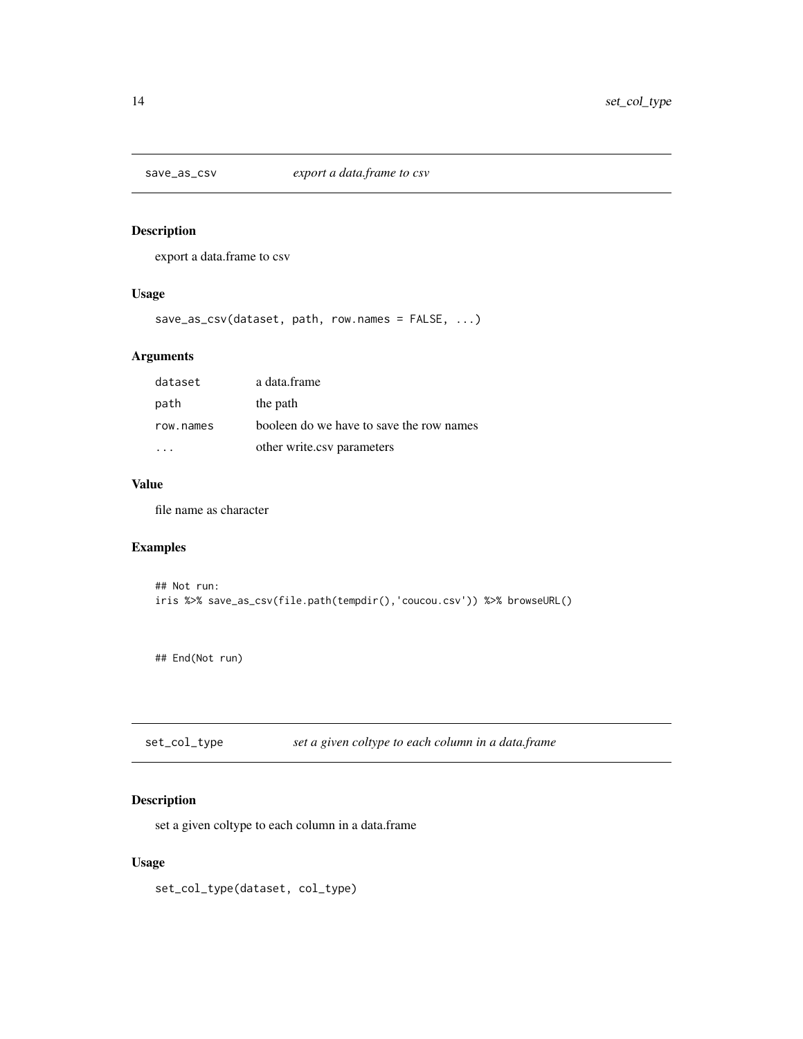## save_as_csv *export a data.frame to csv*

### Description

export a data.frame to csv

### Usage

```
save_as_csv(dataset, path, row.names = FALSE, ...)
```

### Arguments

| | |
|---|---|
| dataset | a data.frame |
| path | the path |
| row.names | booleen do we have to save the row names |
| ... | other write.csv parameters |

### Value

file name as character

### Examples

```
## Not run:
iris %>% save_as_csv(file.path(tempdir(),'coucou.csv')) %>% browseURL()


## End(Not run)
```

## set_col_type *set a given coltype to each column in a data.frame*

### Description

set a given coltype to each column in a data.frame

### Usage

```
set_col_type(dataset, col_type)
```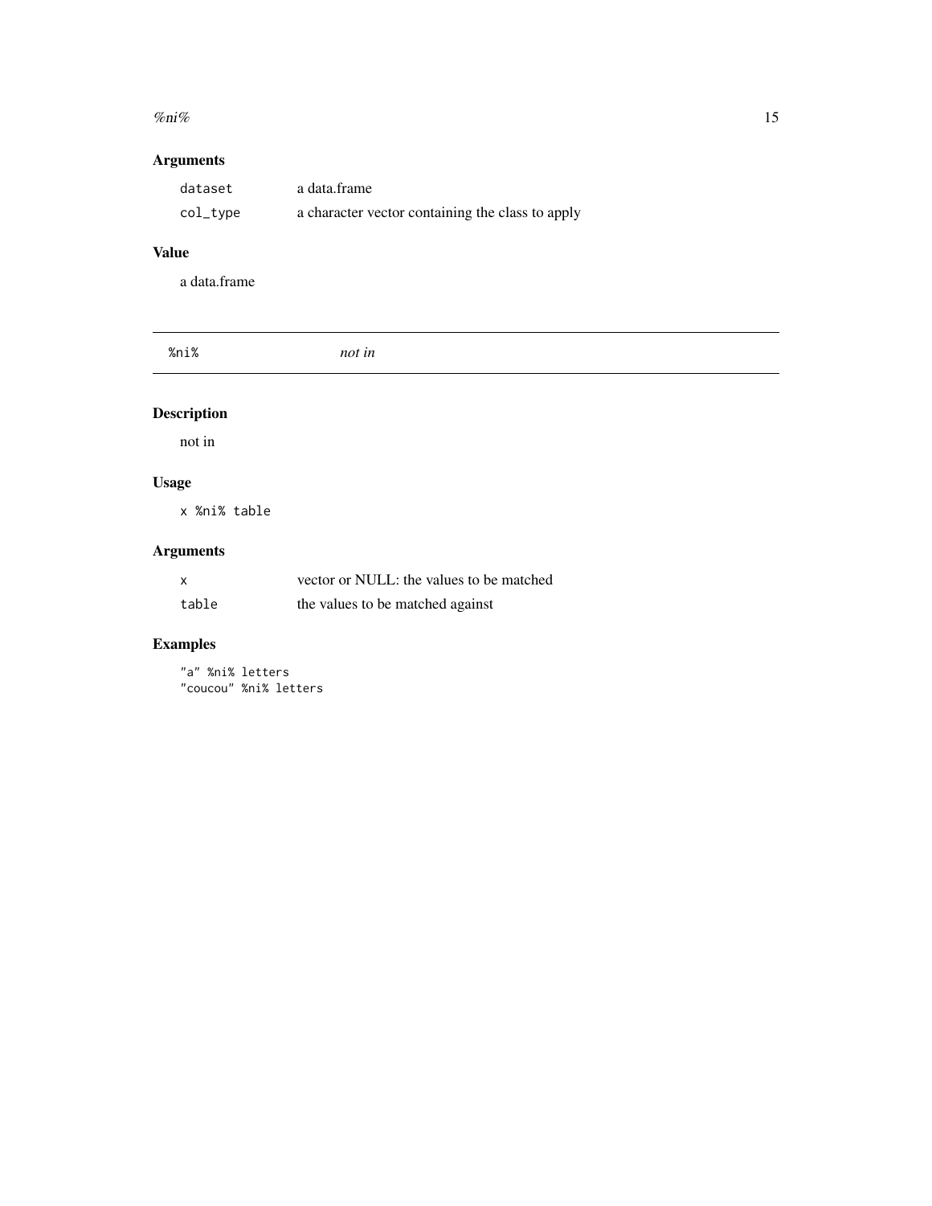## Arguments

| | |
|---|---|
| `dataset` | a data.frame |
| `col_type` | a character vector containing the class to apply |

## Value

a data.frame

---

# %ni% *not in*

---

## Description

not in

## Usage

```
x %ni% table
```

## Arguments

| | |
|---|---|
| `x` | vector or NULL: the values to be matched |
| `table` | the values to be matched against |

## Examples

```
"a" %ni% letters
"coucou" %ni% letters
```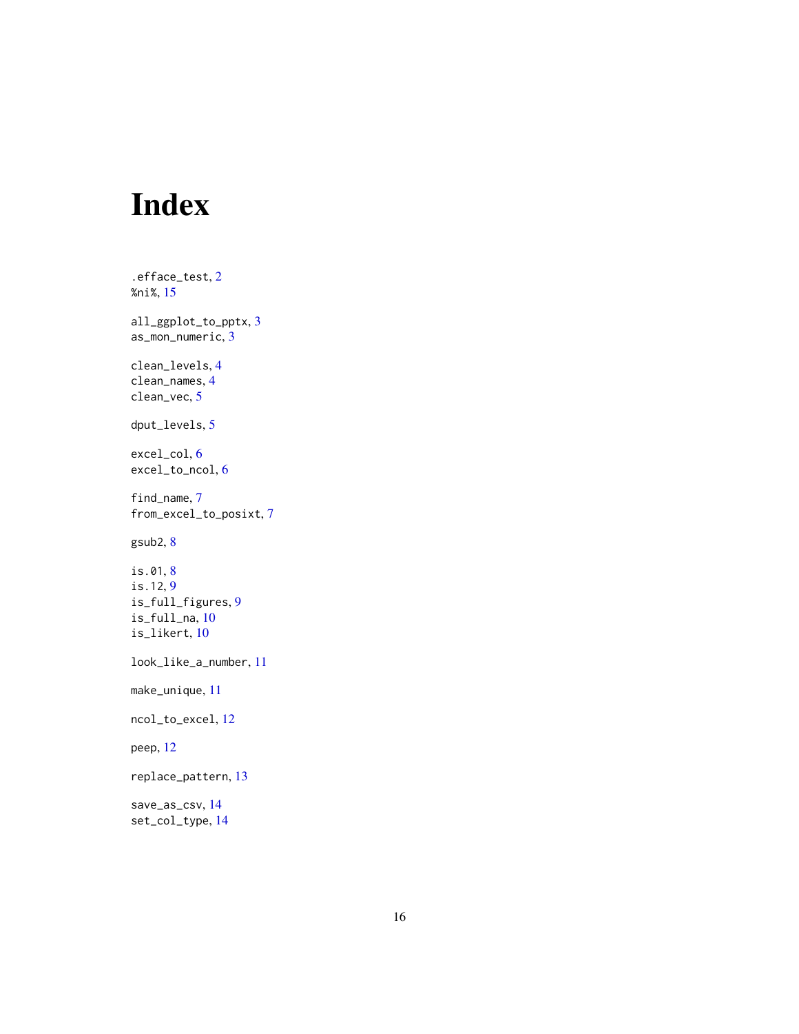# Index

.efface_test, 2
%ni%, 15

all_ggplot_to_pptx, 3
as_mon_numeric, 3

clean_levels, 4
clean_names, 4
clean_vec, 5

dput_levels, 5

excel_col, 6
excel_to_ncol, 6

find_name, 7
from_excel_to_posixt, 7

gsub2, 8

is.01, 8
is.12, 9
is_full_figures, 9
is_full_na, 10
is_likert, 10

look_like_a_number, 11

make_unique, 11

ncol_to_excel, 12

peep, 12

replace_pattern, 13

save_as_csv, 14
set_col_type, 14